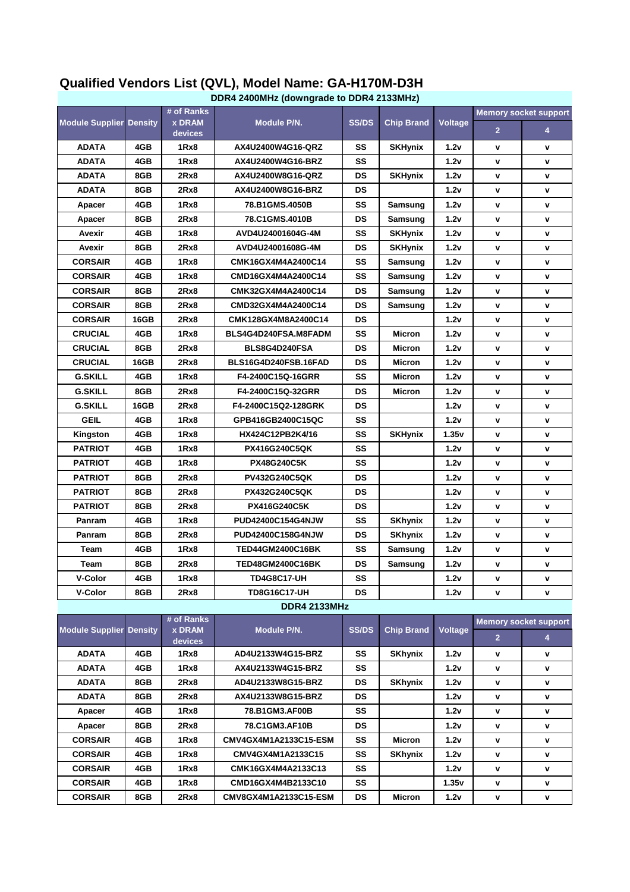# Qualified Vendors List (QVL), Model Name: GA-H170M-D3H

## DDR4 2400MHz (downgrade to DDR4 2133MHz)

| Module Supplier | Density | # of Ranks x DRAM devices | Module P/N. | SS/DS | Chip Brand | Voltage | Memory socket support | |
|---|---|---|---|---|---|---|---|---|
| | | | | | | | 2 | 4 |
| ADATA | 4GB | 1Rx8 | AX4U2400W4G16-QRZ | SS | SKHynix | 1.2v | v | v |
| ADATA | 4GB | 1Rx8 | AX4U2400W4G16-BRZ | SS | | 1.2v | v | v |
| ADATA | 8GB | 2Rx8 | AX4U2400W8G16-QRZ | DS | SKHynix | 1.2v | v | v |
| ADATA | 8GB | 2Rx8 | AX4U2400W8G16-BRZ | DS | | 1.2v | v | v |
| Apacer | 4GB | 1Rx8 | 78.B1GMS.4050B | SS | Samsung | 1.2v | v | v |
| Apacer | 8GB | 2Rx8 | 78.C1GMS.4010B | DS | Samsung | 1.2v | v | v |
| Avexir | 4GB | 1Rx8 | AVD4U24001604G-4M | SS | SKHynix | 1.2v | v | v |
| Avexir | 8GB | 2Rx8 | AVD4U24001608G-4M | DS | SKHynix | 1.2v | v | v |
| CORSAIR | 4GB | 1Rx8 | CMK16GX4M4A2400C14 | SS | Samsung | 1.2v | v | v |
| CORSAIR | 4GB | 1Rx8 | CMD16GX4M4A2400C14 | SS | Samsung | 1.2v | v | v |
| CORSAIR | 8GB | 2Rx8 | CMK32GX4M4A2400C14 | DS | Samsung | 1.2v | v | v |
| CORSAIR | 8GB | 2Rx8 | CMD32GX4M4A2400C14 | DS | Samsung | 1.2v | v | v |
| CORSAIR | 16GB | 2Rx8 | CMK128GX4M8A2400C14 | DS | | 1.2v | v | v |
| CRUCIAL | 4GB | 1Rx8 | BLS4G4D240FSA.M8FADM | SS | Micron | 1.2v | v | v |
| CRUCIAL | 8GB | 2Rx8 | BLS8G4D240FSA | DS | Micron | 1.2v | v | v |
| CRUCIAL | 16GB | 2Rx8 | BLS16G4D240FSB.16FAD | DS | Micron | 1.2v | v | v |
| G.SKILL | 4GB | 1Rx8 | F4-2400C15Q-16GRR | SS | Micron | 1.2v | v | v |
| G.SKILL | 8GB | 2Rx8 | F4-2400C15Q-32GRR | DS | Micron | 1.2v | v | v |
| G.SKILL | 16GB | 2Rx8 | F4-2400C15Q2-128GRK | DS | | 1.2v | v | v |
| GEIL | 4GB | 1Rx8 | GPB416GB2400C15QC | SS | | 1.2v | v | v |
| Kingston | 4GB | 1Rx8 | HX424C12PB2K4/16 | SS | SKHynix | 1.35v | v | v |
| PATRIOT | 4GB | 1Rx8 | PX416G240C5QK | SS | | 1.2v | v | v |
| PATRIOT | 4GB | 1Rx8 | PX48G240C5K | SS | | 1.2v | v | v |
| PATRIOT | 8GB | 2Rx8 | PV432G240C5QK | DS | | 1.2v | v | v |
| PATRIOT | 8GB | 2Rx8 | PX432G240C5QK | DS | | 1.2v | v | v |
| PATRIOT | 8GB | 2Rx8 | PX416G240C5K | DS | | 1.2v | v | v |
| Panram | 4GB | 1Rx8 | PUD42400C154G4NJW | SS | SKhynix | 1.2v | v | v |
| Panram | 8GB | 2Rx8 | PUD42400C158G4NJW | DS | SKhynix | 1.2v | v | v |
| Team | 4GB | 1Rx8 | TED44GM2400C16BK | SS | Samsung | 1.2v | v | v |
| Team | 8GB | 2Rx8 | TED48GM2400C16BK | DS | Samsung | 1.2v | v | v |
| V-Color | 4GB | 1Rx8 | TD4G8C17-UH | SS | | 1.2v | v | v |
| V-Color | 8GB | 2Rx8 | TD8G16C17-UH | DS | | 1.2v | v | v |

## DDR4 2133MHz

| Module Supplier | Density | # of Ranks x DRAM devices | Module P/N. | SS/DS | Chip Brand | Voltage | Memory socket support | |
|---|---|---|---|---|---|---|---|---|
| | | | | | | | 2 | 4 |
| ADATA | 4GB | 1Rx8 | AD4U2133W4G15-BRZ | SS | SKhynix | 1.2v | v | v |
| ADATA | 4GB | 1Rx8 | AX4U2133W4G15-BRZ | SS | | 1.2v | v | v |
| ADATA | 8GB | 2Rx8 | AD4U2133W8G15-BRZ | DS | SKhynix | 1.2v | v | v |
| ADATA | 8GB | 2Rx8 | AX4U2133W8G15-BRZ | DS | | 1.2v | v | v |
| Apacer | 4GB | 1Rx8 | 78.B1GM3.AF00B | SS | | 1.2v | v | v |
| Apacer | 8GB | 2Rx8 | 78.C1GM3.AF10B | DS | | 1.2v | v | v |
| CORSAIR | 4GB | 1Rx8 | CMV4GX4M1A2133C15-ESM | SS | Micron | 1.2v | v | v |
| CORSAIR | 4GB | 1Rx8 | CMV4GX4M1A2133C15 | SS | SKhynix | 1.2v | v | v |
| CORSAIR | 4GB | 1Rx8 | CMK16GX4M4A2133C13 | SS | | 1.2v | v | v |
| CORSAIR | 4GB | 1Rx8 | CMD16GX4M4B2133C10 | SS | | 1.35v | v | v |
| CORSAIR | 8GB | 2Rx8 | CMV8GX4M1A2133C15-ESM | DS | Micron | 1.2v | v | v |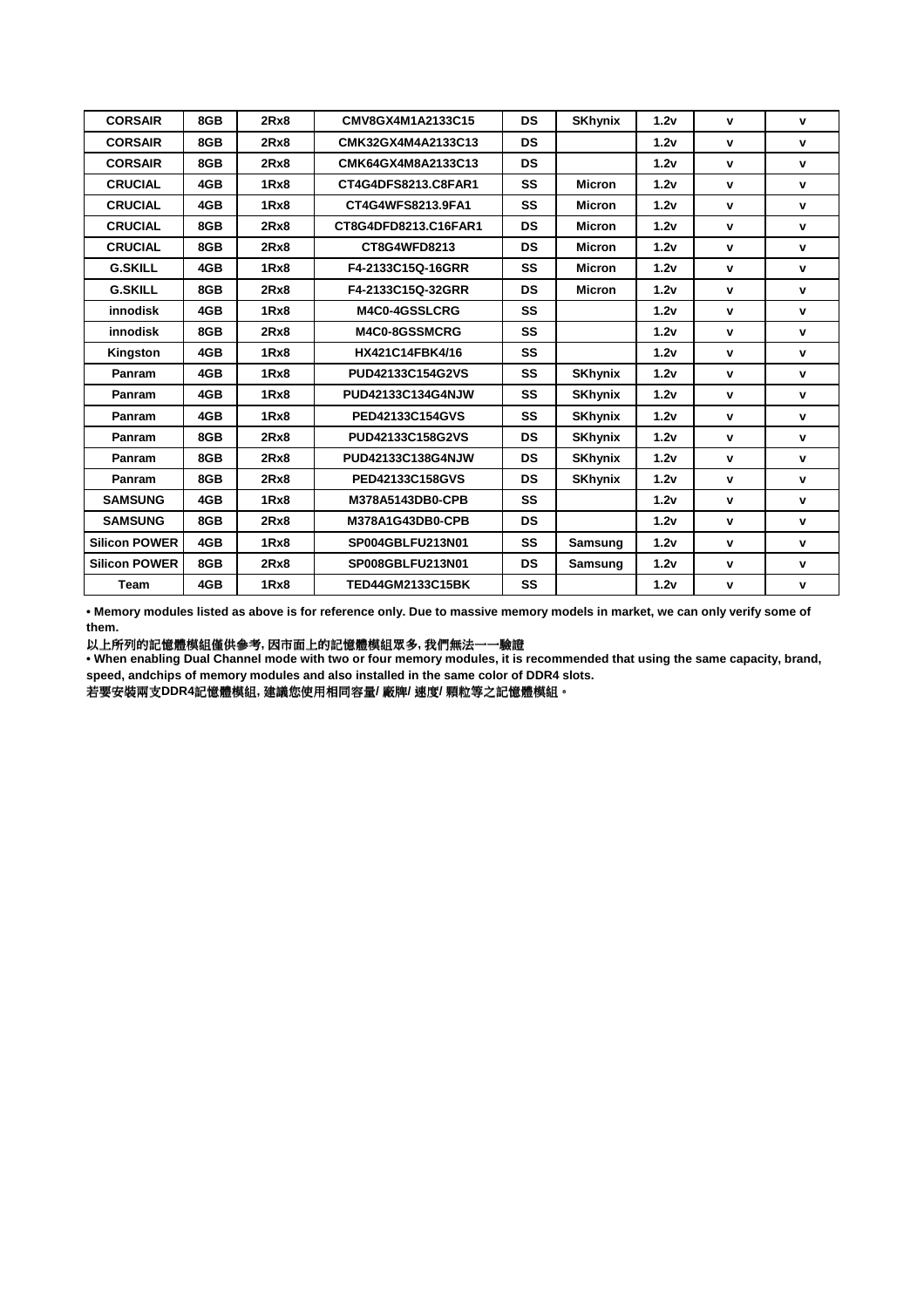| | | | | | | | | |
|---|---|---|---|---|---|---|---|---|
| **CORSAIR** | **8GB** | **2Rx8** | **CMV8GX4M1A2133C15** | **DS** | **SKhynix** | **1.2v** | **v** | **v** |
| **CORSAIR** | **8GB** | **2Rx8** | **CMK32GX4M4A2133C13** | **DS** | | **1.2v** | **v** | **v** |
| **CORSAIR** | **8GB** | **2Rx8** | **CMK64GX4M8A2133C13** | **DS** | | **1.2v** | **v** | **v** |
| **CRUCIAL** | **4GB** | **1Rx8** | **CT4G4DFS8213.C8FAR1** | **SS** | **Micron** | **1.2v** | **v** | **v** |
| **CRUCIAL** | **4GB** | **1Rx8** | **CT4G4WFS8213.9FA1** | **SS** | **Micron** | **1.2v** | **v** | **v** |
| **CRUCIAL** | **8GB** | **2Rx8** | **CT8G4DFD8213.C16FAR1** | **DS** | **Micron** | **1.2v** | **v** | **v** |
| **CRUCIAL** | **8GB** | **2Rx8** | **CT8G4WFD8213** | **DS** | **Micron** | **1.2v** | **v** | **v** |
| **G.SKILL** | **4GB** | **1Rx8** | **F4-2133C15Q-16GRR** | **SS** | **Micron** | **1.2v** | **v** | **v** |
| **G.SKILL** | **8GB** | **2Rx8** | **F4-2133C15Q-32GRR** | **DS** | **Micron** | **1.2v** | **v** | **v** |
| **innodisk** | **4GB** | **1Rx8** | **M4C0-4GSSLCRG** | **SS** | | **1.2v** | **v** | **v** |
| **innodisk** | **8GB** | **2Rx8** | **M4C0-8GSSMCRG** | **SS** | | **1.2v** | **v** | **v** |
| **Kingston** | **4GB** | **1Rx8** | **HX421C14FBK4/16** | **SS** | | **1.2v** | **v** | **v** |
| **Panram** | **4GB** | **1Rx8** | **PUD42133C154G2VS** | **SS** | **SKhynix** | **1.2v** | **v** | **v** |
| **Panram** | **4GB** | **1Rx8** | **PUD42133C134G4NJW** | **SS** | **SKhynix** | **1.2v** | **v** | **v** |
| **Panram** | **4GB** | **1Rx8** | **PED42133C154GVS** | **SS** | **SKhynix** | **1.2v** | **v** | **v** |
| **Panram** | **8GB** | **2Rx8** | **PUD42133C158G2VS** | **DS** | **SKhynix** | **1.2v** | **v** | **v** |
| **Panram** | **8GB** | **2Rx8** | **PUD42133C138G4NJW** | **DS** | **SKhynix** | **1.2v** | **v** | **v** |
| **Panram** | **8GB** | **2Rx8** | **PED42133C158GVS** | **DS** | **SKhynix** | **1.2v** | **v** | **v** |
| **SAMSUNG** | **4GB** | **1Rx8** | **M378A5143DB0-CPB** | **SS** | | **1.2v** | **v** | **v** |
| **SAMSUNG** | **8GB** | **2Rx8** | **M378A1G43DB0-CPB** | **DS** | | **1.2v** | **v** | **v** |
| **Silicon POWER** | **4GB** | **1Rx8** | **SP004GBLFU213N01** | **SS** | **Samsung** | **1.2v** | **v** | **v** |
| **Silicon POWER** | **8GB** | **2Rx8** | **SP008GBLFU213N01** | **DS** | **Samsung** | **1.2v** | **v** | **v** |
| **Team** | **4GB** | **1Rx8** | **TED44GM2133C15BK** | **SS** | | **1.2v** | **v** | **v** |

**• Memory modules listed as above is for reference only. Due to massive memory models in market, we can only verify some of them.**

**以上所列的記憶體模組僅供參考, 因市面上的記憶體模組眾多, 我們無法一一驗證**

**• When enabling Dual Channel mode with two or four memory modules, it is recommended that using the same capacity, brand, speed, andchips of memory modules and also installed in the same color of DDR4 slots.**

**若要安裝兩支DDR4記憶體模組, 建議您使用相同容量/ 廠牌/ 速度/ 顆粒等之記憶體模組。**